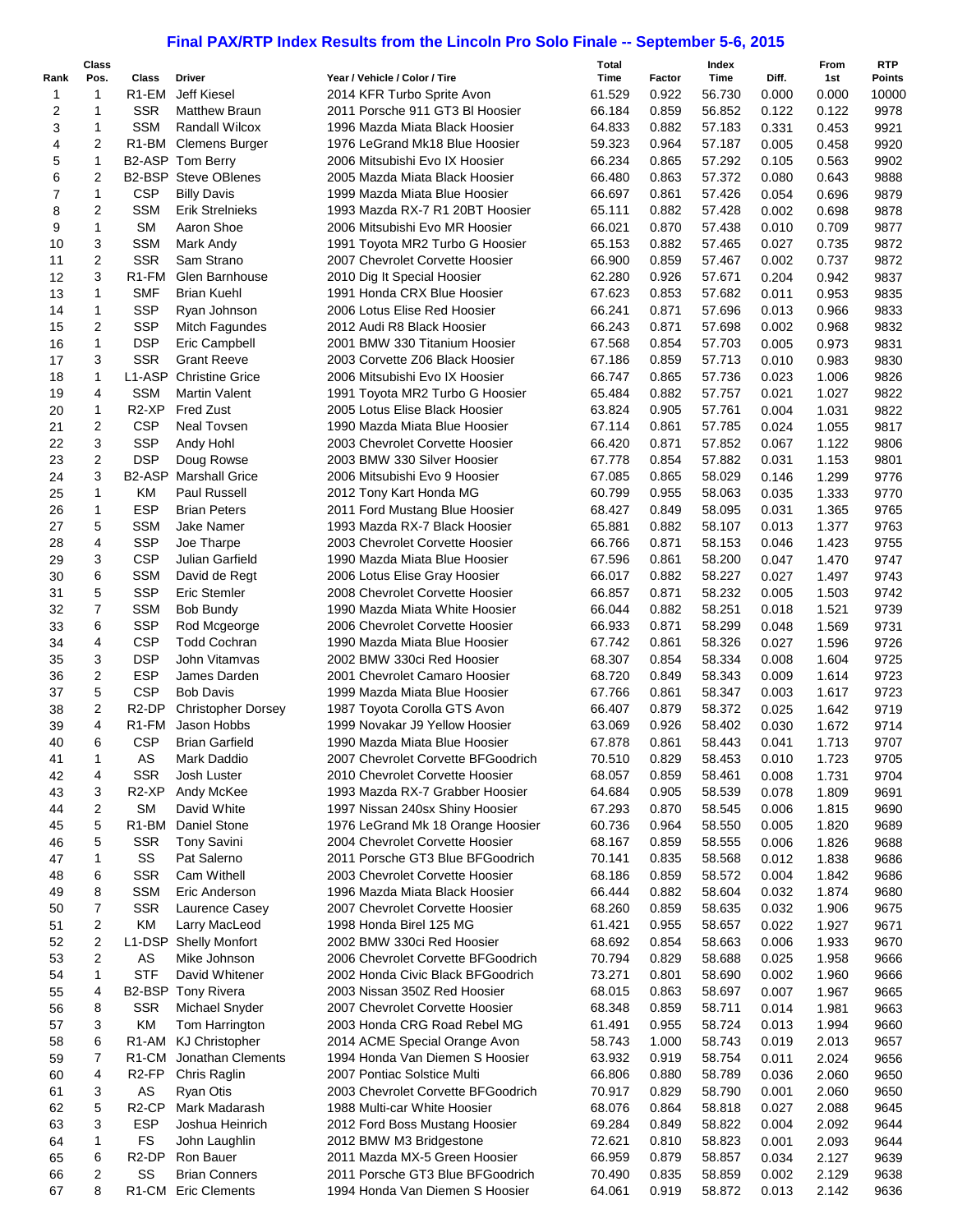# Final PAX/RTP Index Results from the Lincoln Pro Solo Finale -- September 5-6, 2015

| Rank | Class Pos. | Class | Driver | Year / Vehicle / Color / Tire | Total Time | Factor | Index Time | Diff. | From 1st | RTP Points |
|---|---|---|---|---|---|---|---|---|---|---|
| 1 | 1 | R1-EM | Jeff Kiesel | 2014 KFR Turbo Sprite Avon | 61.529 | 0.922 | 56.730 | 0.000 | 0.000 | 10000 |
| 2 | 1 | SSR | Matthew Braun | 2011 Porsche 911 GT3 Bl Hoosier | 66.184 | 0.859 | 56.852 | 0.122 | 0.122 | 9978 |
| 3 | 1 | SSM | Randall Wilcox | 1996 Mazda Miata Black Hoosier | 64.833 | 0.882 | 57.183 | 0.331 | 0.453 | 9921 |
| 4 | 2 | R1-BM | Clemens Burger | 1976 LeGrand Mk18 Blue Hoosier | 59.323 | 0.964 | 57.187 | 0.005 | 0.458 | 9920 |
| 5 | 1 | B2-ASP | Tom Berry | 2006 Mitsubishi Evo IX Hoosier | 66.234 | 0.865 | 57.292 | 0.105 | 0.563 | 9902 |
| 6 | 2 | B2-BSP | Steve OBlenes | 2005 Mazda Miata Black Hoosier | 66.480 | 0.863 | 57.372 | 0.080 | 0.643 | 9888 |
| 7 | 1 | CSP | Billy Davis | 1999 Mazda Miata Blue Hoosier | 66.697 | 0.861 | 57.426 | 0.054 | 0.696 | 9879 |
| 8 | 2 | SSM | Erik Strelnieks | 1993 Mazda RX-7 R1 20BT Hoosier | 65.111 | 0.882 | 57.428 | 0.002 | 0.698 | 9878 |
| 9 | 1 | SM | Aaron Shoe | 2006 Mitsubishi Evo MR Hoosier | 66.021 | 0.870 | 57.438 | 0.010 | 0.709 | 9877 |
| 10 | 3 | SSM | Mark Andy | 1991 Toyota MR2 Turbo G Hoosier | 65.153 | 0.882 | 57.465 | 0.027 | 0.735 | 9872 |
| 11 | 2 | SSR | Sam Strano | 2007 Chevrolet Corvette Hoosier | 66.900 | 0.859 | 57.467 | 0.002 | 0.737 | 9872 |
| 12 | 3 | R1-FM | Glen Barnhouse | 2010 Dig It Special Hoosier | 62.280 | 0.926 | 57.671 | 0.204 | 0.942 | 9837 |
| 13 | 1 | SMF | Brian Kuehl | 1991 Honda CRX Blue Hoosier | 67.623 | 0.853 | 57.682 | 0.011 | 0.953 | 9835 |
| 14 | 1 | SSP | Ryan Johnson | 2006 Lotus Elise Red Hoosier | 66.241 | 0.871 | 57.696 | 0.013 | 0.966 | 9833 |
| 15 | 2 | SSP | Mitch Fagundes | 2012 Audi R8 Black Hoosier | 66.243 | 0.871 | 57.698 | 0.002 | 0.968 | 9832 |
| 16 | 1 | DSP | Eric Campbell | 2001 BMW 330 Titanium Hoosier | 67.568 | 0.854 | 57.703 | 0.005 | 0.973 | 9831 |
| 17 | 3 | SSR | Grant Reeve | 2003 Corvette Z06 Black Hoosier | 67.186 | 0.859 | 57.713 | 0.010 | 0.983 | 9830 |
| 18 | 1 | L1-ASP | Christine Grice | 2006 Mitsubishi Evo IX Hoosier | 66.747 | 0.865 | 57.736 | 0.023 | 1.006 | 9826 |
| 19 | 4 | SSM | Martin Valent | 1991 Toyota MR2 Turbo G Hoosier | 65.484 | 0.882 | 57.757 | 0.021 | 1.027 | 9822 |
| 20 | 1 | R2-XP | Fred Zust | 2005 Lotus Elise Black Hoosier | 63.824 | 0.905 | 57.761 | 0.004 | 1.031 | 9822 |
| 21 | 2 | CSP | Neal Tovsen | 1990 Mazda Miata Blue Hoosier | 67.114 | 0.861 | 57.785 | 0.024 | 1.055 | 9817 |
| 22 | 3 | SSP | Andy Hohl | 2003 Chevrolet Corvette Hoosier | 66.420 | 0.871 | 57.852 | 0.067 | 1.122 | 9806 |
| 23 | 2 | DSP | Doug Rowse | 2003 BMW 330 Silver Hoosier | 67.778 | 0.854 | 57.882 | 0.031 | 1.153 | 9801 |
| 24 | 3 | B2-ASP | Marshall Grice | 2006 Mitsubishi Evo 9 Hoosier | 67.085 | 0.865 | 58.029 | 0.146 | 1.299 | 9776 |
| 25 | 1 | KM | Paul Russell | 2012 Tony Kart Honda MG | 60.799 | 0.955 | 58.063 | 0.035 | 1.333 | 9770 |
| 26 | 1 | ESP | Brian Peters | 2011 Ford Mustang Blue Hoosier | 68.427 | 0.849 | 58.095 | 0.031 | 1.365 | 9765 |
| 27 | 5 | SSM | Jake Namer | 1993 Mazda RX-7 Black Hoosier | 65.881 | 0.882 | 58.107 | 0.013 | 1.377 | 9763 |
| 28 | 4 | SSP | Joe Tharpe | 2003 Chevrolet Corvette Hoosier | 66.766 | 0.871 | 58.153 | 0.046 | 1.423 | 9755 |
| 29 | 3 | CSP | Julian Garfield | 1990 Mazda Miata Blue Hoosier | 67.596 | 0.861 | 58.200 | 0.047 | 1.470 | 9747 |
| 30 | 6 | SSM | David de Regt | 2006 Lotus Elise Gray Hoosier | 66.017 | 0.882 | 58.227 | 0.027 | 1.497 | 9743 |
| 31 | 5 | SSP | Eric Stemler | 2008 Chevrolet Corvette Hoosier | 66.857 | 0.871 | 58.232 | 0.005 | 1.503 | 9742 |
| 32 | 7 | SSM | Bob Bundy | 1990 Mazda Miata White Hoosier | 66.044 | 0.882 | 58.251 | 0.018 | 1.521 | 9739 |
| 33 | 6 | SSP | Rod Mcgeorge | 2006 Chevrolet Corvette Hoosier | 66.933 | 0.871 | 58.299 | 0.048 | 1.569 | 9731 |
| 34 | 4 | CSP | Todd Cochran | 1990 Mazda Miata Blue Hoosier | 67.742 | 0.861 | 58.326 | 0.027 | 1.596 | 9726 |
| 35 | 3 | DSP | John Vitamvas | 2002 BMW 330ci Red Hoosier | 68.307 | 0.854 | 58.334 | 0.008 | 1.604 | 9725 |
| 36 | 2 | ESP | James Darden | 2001 Chevrolet Camaro Hoosier | 68.720 | 0.849 | 58.343 | 0.009 | 1.614 | 9723 |
| 37 | 5 | CSP | Bob Davis | 1999 Mazda Miata Blue Hoosier | 67.766 | 0.861 | 58.347 | 0.003 | 1.617 | 9723 |
| 38 | 2 | R2-DP | Christopher Dorsey | 1987 Toyota Corolla GTS Avon | 66.407 | 0.879 | 58.372 | 0.025 | 1.642 | 9719 |
| 39 | 4 | R1-FM | Jason Hobbs | 1999 Novakar J9 Yellow Hoosier | 63.069 | 0.926 | 58.402 | 0.030 | 1.672 | 9714 |
| 40 | 6 | CSP | Brian Garfield | 1990 Mazda Miata Blue Hoosier | 67.878 | 0.861 | 58.443 | 0.041 | 1.713 | 9707 |
| 41 | 1 | AS | Mark Daddio | 2007 Chevrolet Corvette BFGoodrich | 70.510 | 0.829 | 58.453 | 0.010 | 1.723 | 9705 |
| 42 | 4 | SSR | Josh Luster | 2010 Chevrolet Corvette Hoosier | 68.057 | 0.859 | 58.461 | 0.008 | 1.731 | 9704 |
| 43 | 3 | R2-XP | Andy McKee | 1993 Mazda RX-7 Grabber Hoosier | 64.684 | 0.905 | 58.539 | 0.078 | 1.809 | 9691 |
| 44 | 2 | SM | David White | 1997 Nissan 240sx Shiny Hoosier | 67.293 | 0.870 | 58.545 | 0.006 | 1.815 | 9690 |
| 45 | 5 | R1-BM | Daniel Stone | 1976 LeGrand Mk 18 Orange Hoosier | 60.736 | 0.964 | 58.550 | 0.005 | 1.820 | 9689 |
| 46 | 5 | SSR | Tony Savini | 2004 Chevrolet Corvette Hoosier | 68.167 | 0.859 | 58.555 | 0.006 | 1.826 | 9688 |
| 47 | 1 | SS | Pat Salerno | 2011 Porsche GT3 Blue BFGoodrich | 70.141 | 0.835 | 58.568 | 0.012 | 1.838 | 9686 |
| 48 | 6 | SSR | Cam Withell | 2003 Chevrolet Corvette Hoosier | 68.186 | 0.859 | 58.572 | 0.004 | 1.842 | 9686 |
| 49 | 8 | SSM | Eric Anderson | 1996 Mazda Miata Black Hoosier | 66.444 | 0.882 | 58.604 | 0.032 | 1.874 | 9680 |
| 50 | 7 | SSR | Laurence Casey | 2007 Chevrolet Corvette Hoosier | 68.260 | 0.859 | 58.635 | 0.032 | 1.906 | 9675 |
| 51 | 2 | KM | Larry MacLeod | 1998 Honda Birel 125 MG | 61.421 | 0.955 | 58.657 | 0.022 | 1.927 | 9671 |
| 52 | 2 | L1-DSP | Shelly Monfort | 2002 BMW 330ci Red Hoosier | 68.692 | 0.854 | 58.663 | 0.006 | 1.933 | 9670 |
| 53 | 2 | AS | Mike Johnson | 2006 Chevrolet Corvette BFGoodrich | 70.794 | 0.829 | 58.688 | 0.025 | 1.958 | 9666 |
| 54 | 1 | STF | David Whitener | 2002 Honda Civic Black BFGoodrich | 73.271 | 0.801 | 58.690 | 0.002 | 1.960 | 9666 |
| 55 | 4 | B2-BSP | Tony Rivera | 2003 Nissan 350Z Red Hoosier | 68.015 | 0.863 | 58.697 | 0.007 | 1.967 | 9665 |
| 56 | 8 | SSR | Michael Snyder | 2007 Chevrolet Corvette Hoosier | 68.348 | 0.859 | 58.711 | 0.014 | 1.981 | 9663 |
| 57 | 3 | KM | Tom Harrington | 2003 Honda CRG Road Rebel MG | 61.491 | 0.955 | 58.724 | 0.013 | 1.994 | 9660 |
| 58 | 6 | R1-AM | KJ Christopher | 2014 ACME Special Orange Avon | 58.743 | 1.000 | 58.743 | 0.019 | 2.013 | 9657 |
| 59 | 7 | R1-CM | Jonathan Clements | 1994 Honda Van Diemen S Hoosier | 63.932 | 0.919 | 58.754 | 0.011 | 2.024 | 9656 |
| 60 | 4 | R2-FP | Chris Raglin | 2007 Pontiac Solstice Multi | 66.806 | 0.880 | 58.789 | 0.036 | 2.060 | 9650 |
| 61 | 3 | AS | Ryan Otis | 2003 Chevrolet Corvette BFGoodrich | 70.917 | 0.829 | 58.790 | 0.001 | 2.060 | 9650 |
| 62 | 5 | R2-CP | Mark Madarash | 1988 Multi-car White Hoosier | 68.076 | 0.864 | 58.818 | 0.027 | 2.088 | 9645 |
| 63 | 3 | ESP | Joshua Heinrich | 2012 Ford Boss Mustang Hoosier | 69.284 | 0.849 | 58.822 | 0.004 | 2.092 | 9644 |
| 64 | 1 | FS | John Laughlin | 2012 BMW M3 Bridgestone | 72.621 | 0.810 | 58.823 | 0.001 | 2.093 | 9644 |
| 65 | 6 | R2-DP | Ron Bauer | 2011 Mazda MX-5 Green Hoosier | 66.959 | 0.879 | 58.857 | 0.034 | 2.127 | 9639 |
| 66 | 2 | SS | Brian Conners | 2011 Porsche GT3 Blue BFGoodrich | 70.490 | 0.835 | 58.859 | 0.002 | 2.129 | 9638 |
| 67 | 8 | R1-CM | Eric Clements | 1994 Honda Van Diemen S Hoosier | 64.061 | 0.919 | 58.872 | 0.013 | 2.142 | 9636 |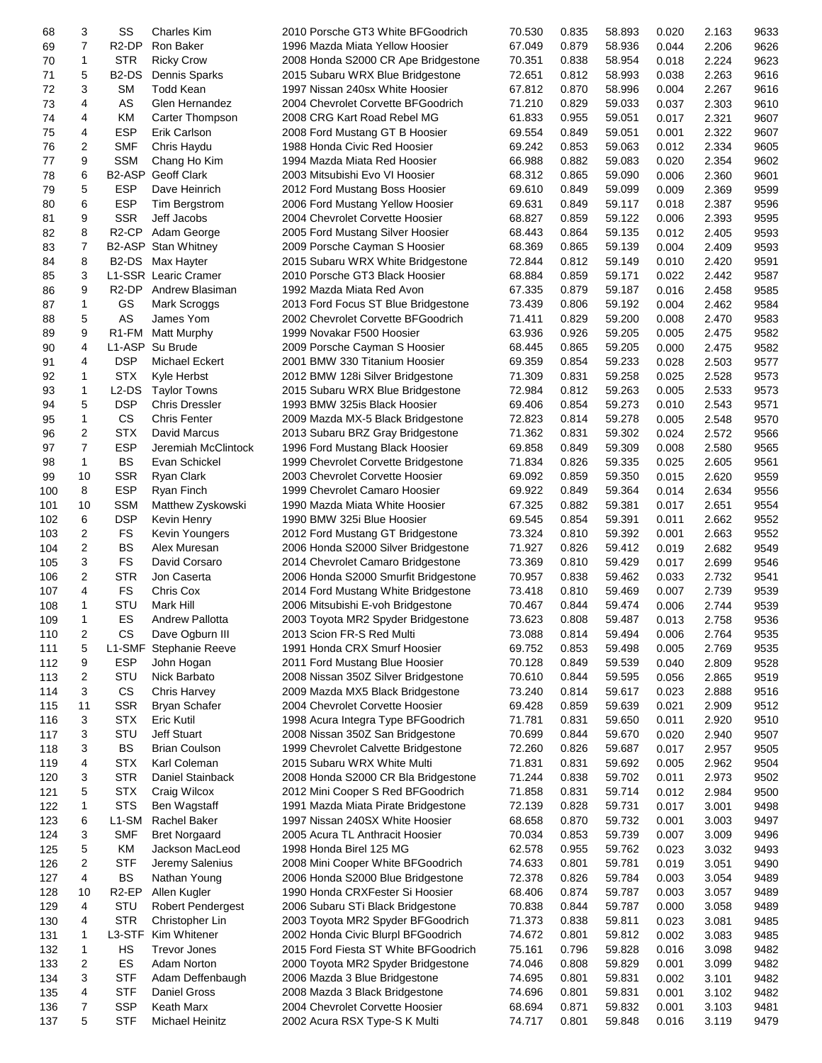| 68 | 3 | SS | Charles Kim | 2010 Porsche GT3 White BFGoodrich | 70.530 | 0.835 | 58.893 | 0.020 | 2.163 | 9633 |
|---|---|---|---|---|---|---|---|---|---|---|
| 69 | 7 | R2-DP | Ron Baker | 1996 Mazda Miata Yellow Hoosier | 67.049 | 0.879 | 58.936 | 0.044 | 2.206 | 9626 |
| 70 | 1 | STR | Ricky Crow | 2008 Honda S2000 CR Ape Bridgestone | 70.351 | 0.838 | 58.954 | 0.018 | 2.224 | 9623 |
| 71 | 5 | B2-DS | Dennis Sparks | 2015 Subaru WRX Blue Bridgestone | 72.651 | 0.812 | 58.993 | 0.038 | 2.263 | 9616 |
| 72 | 3 | SM | Todd Kean | 1997 Nissan 240sx White Hoosier | 67.812 | 0.870 | 58.996 | 0.004 | 2.267 | 9616 |
| 73 | 4 | AS | Glen Hernandez | 2004 Chevrolet Corvette BFGoodrich | 71.210 | 0.829 | 59.033 | 0.037 | 2.303 | 9610 |
| 74 | 4 | KM | Carter Thompson | 2008 CRG Kart Road Rebel MG | 61.833 | 0.955 | 59.051 | 0.017 | 2.321 | 9607 |
| 75 | 4 | ESP | Erik Carlson | 2008 Ford Mustang GT B Hoosier | 69.554 | 0.849 | 59.051 | 0.001 | 2.322 | 9607 |
| 76 | 2 | SMF | Chris Haydu | 1988 Honda Civic Red Hoosier | 69.242 | 0.853 | 59.063 | 0.012 | 2.334 | 9605 |
| 77 | 9 | SSM | Chang Ho Kim | 1994 Mazda Miata Red Hoosier | 66.988 | 0.882 | 59.083 | 0.020 | 2.354 | 9602 |
| 78 | 6 | B2-ASP | Geoff Clark | 2003 Mitsubishi Evo VI Hoosier | 68.312 | 0.865 | 59.090 | 0.006 | 2.360 | 9601 |
| 79 | 5 | ESP | Dave Heinrich | 2012 Ford Mustang Boss Hoosier | 69.610 | 0.849 | 59.099 | 0.009 | 2.369 | 9599 |
| 80 | 6 | ESP | Tim Bergstrom | 2006 Ford Mustang Yellow Hoosier | 69.631 | 0.849 | 59.117 | 0.018 | 2.387 | 9596 |
| 81 | 9 | SSR | Jeff Jacobs | 2004 Chevrolet Corvette Hoosier | 68.827 | 0.859 | 59.122 | 0.006 | 2.393 | 9595 |
| 82 | 8 | R2-CP | Adam George | 2005 Ford Mustang Silver Hoosier | 68.443 | 0.864 | 59.135 | 0.012 | 2.405 | 9593 |
| 83 | 7 | B2-ASP | Stan Whitney | 2009 Porsche Cayman S Hoosier | 68.369 | 0.865 | 59.139 | 0.004 | 2.409 | 9593 |
| 84 | 8 | B2-DS | Max Hayter | 2015 Subaru WRX White Bridgestone | 72.844 | 0.812 | 59.149 | 0.010 | 2.420 | 9591 |
| 85 | 3 | L1-SSR | Learic Cramer | 2010 Porsche GT3 Black Hoosier | 68.884 | 0.859 | 59.171 | 0.022 | 2.442 | 9587 |
| 86 | 9 | R2-DP | Andrew Blasiman | 1992 Mazda Miata Red Avon | 67.335 | 0.879 | 59.187 | 0.016 | 2.458 | 9585 |
| 87 | 1 | GS | Mark Scroggs | 2013 Ford Focus ST Blue Bridgestone | 73.439 | 0.806 | 59.192 | 0.004 | 2.462 | 9584 |
| 88 | 5 | AS | James Yom | 2002 Chevrolet Corvette BFGoodrich | 71.411 | 0.829 | 59.200 | 0.008 | 2.470 | 9583 |
| 89 | 9 | R1-FM | Matt Murphy | 1999 Novakar F500 Hoosier | 63.936 | 0.926 | 59.205 | 0.005 | 2.475 | 9582 |
| 90 | 4 | L1-ASP | Su Brude | 2009 Porsche Cayman S Hoosier | 68.445 | 0.865 | 59.205 | 0.000 | 2.475 | 9582 |
| 91 | 4 | DSP | Michael Eckert | 2001 BMW 330 Titanium Hoosier | 69.359 | 0.854 | 59.233 | 0.028 | 2.503 | 9577 |
| 92 | 1 | STX | Kyle Herbst | 2012 BMW 128i Silver Bridgestone | 71.309 | 0.831 | 59.258 | 0.025 | 2.528 | 9573 |
| 93 | 1 | L2-DS | Taylor Towns | 2015 Subaru WRX Blue Bridgestone | 72.984 | 0.812 | 59.263 | 0.005 | 2.533 | 9573 |
| 94 | 5 | DSP | Chris Dressler | 1993 BMW 325is Black Hoosier | 69.406 | 0.854 | 59.273 | 0.010 | 2.543 | 9571 |
| 95 | 1 | CS | Chris Fenter | 2009 Mazda MX-5 Black Bridgestone | 72.823 | 0.814 | 59.278 | 0.005 | 2.548 | 9570 |
| 96 | 2 | STX | David Marcus | 2013 Subaru BRZ Gray Bridgestone | 71.362 | 0.831 | 59.302 | 0.024 | 2.572 | 9566 |
| 97 | 7 | ESP | Jeremiah McClintock | 1996 Ford Mustang Black Hoosier | 69.858 | 0.849 | 59.309 | 0.008 | 2.580 | 9565 |
| 98 | 1 | BS | Evan Schickel | 1999 Chevrolet Corvette Bridgestone | 71.834 | 0.826 | 59.335 | 0.025 | 2.605 | 9561 |
| 99 | 10 | SSR | Ryan Clark | 2003 Chevrolet Corvette Hoosier | 69.092 | 0.859 | 59.350 | 0.015 | 2.620 | 9559 |
| 100 | 8 | ESP | Ryan Finch | 1999 Chevrolet Camaro Hoosier | 69.922 | 0.849 | 59.364 | 0.014 | 2.634 | 9556 |
| 101 | 10 | SSM | Matthew Zyskowski | 1990 Mazda Miata White Hoosier | 67.325 | 0.882 | 59.381 | 0.017 | 2.651 | 9554 |
| 102 | 6 | DSP | Kevin Henry | 1990 BMW 325i Blue Hoosier | 69.545 | 0.854 | 59.391 | 0.011 | 2.662 | 9552 |
| 103 | 2 | FS | Kevin Youngers | 2012 Ford Mustang GT Bridgestone | 73.324 | 0.810 | 59.392 | 0.001 | 2.663 | 9552 |
| 104 | 2 | BS | Alex Muresan | 2006 Honda S2000 Silver Bridgestone | 71.927 | 0.826 | 59.412 | 0.019 | 2.682 | 9549 |
| 105 | 3 | FS | David Corsaro | 2014 Chevrolet Camaro Bridgestone | 73.369 | 0.810 | 59.429 | 0.017 | 2.699 | 9546 |
| 106 | 2 | STR | Jon Caserta | 2006 Honda S2000 Smurfit Bridgestone | 70.957 | 0.838 | 59.462 | 0.033 | 2.732 | 9541 |
| 107 | 4 | FS | Chris Cox | 2014 Ford Mustang White Bridgestone | 73.418 | 0.810 | 59.469 | 0.007 | 2.739 | 9539 |
| 108 | 1 | STU | Mark Hill | 2006 Mitsubishi E-voh Bridgestone | 70.467 | 0.844 | 59.474 | 0.006 | 2.744 | 9539 |
| 109 | 1 | ES | Andrew Pallotta | 2003 Toyota MR2 Spyder Bridgestone | 73.623 | 0.808 | 59.487 | 0.013 | 2.758 | 9536 |
| 110 | 2 | CS | Dave Ogburn III | 2013 Scion FR-S Red Multi | 73.088 | 0.814 | 59.494 | 0.006 | 2.764 | 9535 |
| 111 | 5 | L1-SMF | Stephanie Reeve | 1991 Honda CRX Smurf Hoosier | 69.752 | 0.853 | 59.498 | 0.005 | 2.769 | 9535 |
| 112 | 9 | ESP | John Hogan | 2011 Ford Mustang Blue Hoosier | 70.128 | 0.849 | 59.539 | 0.040 | 2.809 | 9528 |
| 113 | 2 | STU | Nick Barbato | 2008 Nissan 350Z Silver Bridgestone | 70.610 | 0.844 | 59.595 | 0.056 | 2.865 | 9519 |
| 114 | 3 | CS | Chris Harvey | 2009 Mazda MX5 Black Bridgestone | 73.240 | 0.814 | 59.617 | 0.023 | 2.888 | 9516 |
| 115 | 11 | SSR | Bryan Schafer | 2004 Chevrolet Corvette Hoosier | 69.428 | 0.859 | 59.639 | 0.021 | 2.909 | 9512 |
| 116 | 3 | STX | Eric Kutil | 1998 Acura Integra Type BFGoodrich | 71.781 | 0.831 | 59.650 | 0.011 | 2.920 | 9510 |
| 117 | 3 | STU | Jeff Stuart | 2008 Nissan 350Z San Bridgestone | 70.699 | 0.844 | 59.670 | 0.020 | 2.940 | 9507 |
| 118 | 3 | BS | Brian Coulson | 1999 Chevrolet Calvette Bridgestone | 72.260 | 0.826 | 59.687 | 0.017 | 2.957 | 9505 |
| 119 | 4 | STX | Karl Coleman | 2015 Subaru WRX White Multi | 71.831 | 0.831 | 59.692 | 0.005 | 2.962 | 9504 |
| 120 | 3 | STR | Daniel Stainback | 2008 Honda S2000 CR Bla Bridgestone | 71.244 | 0.838 | 59.702 | 0.011 | 2.973 | 9502 |
| 121 | 5 | STX | Craig Wilcox | 2012 Mini Cooper S Red BFGoodrich | 71.858 | 0.831 | 59.714 | 0.012 | 2.984 | 9500 |
| 122 | 1 | STS | Ben Wagstaff | 1991 Mazda Miata Pirate Bridgestone | 72.139 | 0.828 | 59.731 | 0.017 | 3.001 | 9498 |
| 123 | 6 | L1-SM | Rachel Baker | 1997 Nissan 240SX White Hoosier | 68.658 | 0.870 | 59.732 | 0.001 | 3.003 | 9497 |
| 124 | 3 | SMF | Bret Norgaard | 2005 Acura TL Anthracit Hoosier | 70.034 | 0.853 | 59.739 | 0.007 | 3.009 | 9496 |
| 125 | 5 | KM | Jackson MacLeod | 1998 Honda Birel 125 MG | 62.578 | 0.955 | 59.762 | 0.023 | 3.032 | 9493 |
| 126 | 2 | STF | Jeremy Salenius | 2008 Mini Cooper White BFGoodrich | 74.633 | 0.801 | 59.781 | 0.019 | 3.051 | 9490 |
| 127 | 4 | BS | Nathan Young | 2006 Honda S2000 Blue Bridgestone | 72.378 | 0.826 | 59.784 | 0.003 | 3.054 | 9489 |
| 128 | 10 | R2-EP | Allen Kugler | 1990 Honda CRXFester Si Hoosier | 68.406 | 0.874 | 59.787 | 0.003 | 3.057 | 9489 |
| 129 | 4 | STU | Robert Pendergest | 2006 Subaru STi Black Bridgestone | 70.838 | 0.844 | 59.787 | 0.000 | 3.058 | 9489 |
| 130 | 4 | STR | Christopher Lin | 2003 Toyota MR2 Spyder BFGoodrich | 71.373 | 0.838 | 59.811 | 0.023 | 3.081 | 9485 |
| 131 | 1 | L3-STF | Kim Whitener | 2002 Honda Civic Blurpl BFGoodrich | 74.672 | 0.801 | 59.812 | 0.002 | 3.083 | 9485 |
| 132 | 1 | HS | Trevor Jones | 2015 Ford Fiesta ST White BFGoodrich | 75.161 | 0.796 | 59.828 | 0.016 | 3.098 | 9482 |
| 133 | 2 | ES | Adam Norton | 2000 Toyota MR2 Spyder Bridgestone | 74.046 | 0.808 | 59.829 | 0.001 | 3.099 | 9482 |
| 134 | 3 | STF | Adam Deffenbaugh | 2006 Mazda 3 Blue Bridgestone | 74.695 | 0.801 | 59.831 | 0.002 | 3.101 | 9482 |
| 135 | 4 | STF | Daniel Gross | 2008 Mazda 3 Black Bridgestone | 74.696 | 0.801 | 59.831 | 0.001 | 3.102 | 9482 |
| 136 | 7 | SSP | Keath Marx | 2004 Chevrolet Corvette Hoosier | 68.694 | 0.871 | 59.832 | 0.001 | 3.103 | 9481 |
| 137 | 5 | STF | Michael Heinitz | 2002 Acura RSX Type-S K Multi | 74.717 | 0.801 | 59.848 | 0.016 | 3.119 | 9479 |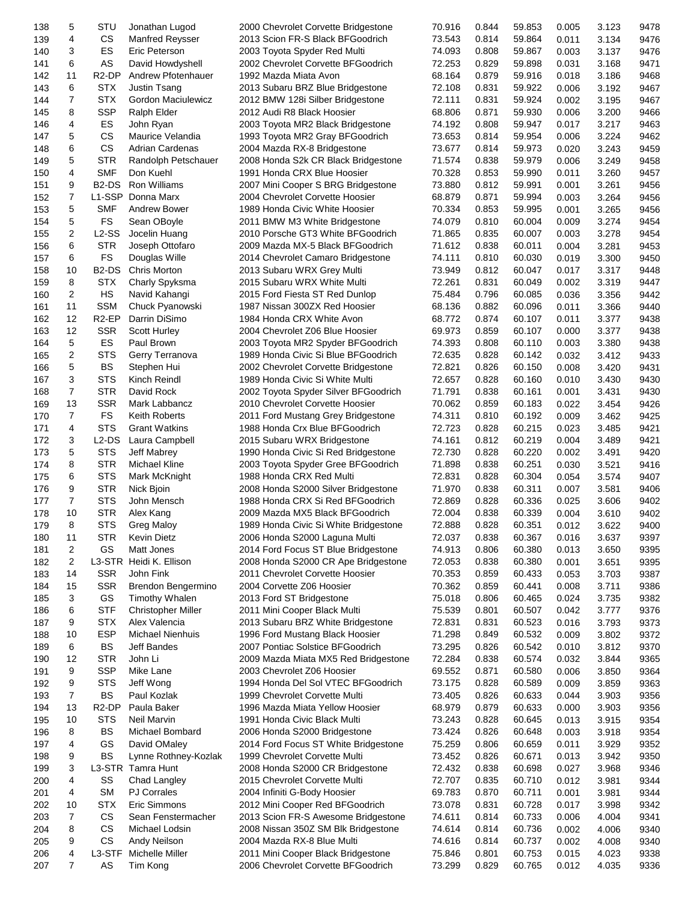| | | | | | | | | | | |
|---|---|---|---|---|---|---|---|---|---|---|
| 138 | 5 | STU | Jonathan Lugod | 2000 Chevrolet Corvette Bridgestone | 70.916 | 0.844 | 59.853 | 0.005 | 3.123 | 9478 |
| 139 | 4 | CS | Manfred Reysser | 2013 Scion FR-S Black BFGoodrich | 73.543 | 0.814 | 59.864 | 0.011 | 3.134 | 9476 |
| 140 | 3 | ES | Eric Peterson | 2003 Toyota Spyder Red Multi | 74.093 | 0.808 | 59.867 | 0.003 | 3.137 | 9476 |
| 141 | 6 | AS | David Howdyshell | 2002 Chevrolet Corvette BFGoodrich | 72.253 | 0.829 | 59.898 | 0.031 | 3.168 | 9471 |
| 142 | 11 | R2-DP | Andrew Pfotenhauer | 1992 Mazda Miata Avon | 68.164 | 0.879 | 59.916 | 0.018 | 3.186 | 9468 |
| 143 | 6 | STX | Justin Tsang | 2013 Subaru BRZ Blue Bridgestone | 72.108 | 0.831 | 59.922 | 0.006 | 3.192 | 9467 |
| 144 | 7 | STX | Gordon Maciulewicz | 2012 BMW 128i Silber Bridgestone | 72.111 | 0.831 | 59.924 | 0.002 | 3.195 | 9467 |
| 145 | 8 | SSP | Ralph Elder | 2012 Audi R8 Black Hoosier | 68.806 | 0.871 | 59.930 | 0.006 | 3.200 | 9466 |
| 146 | 4 | ES | John Ryan | 2003 Toyota MR2 Black Bridgestone | 74.192 | 0.808 | 59.947 | 0.017 | 3.217 | 9463 |
| 147 | 5 | CS | Maurice Velandia | 1993 Toyota MR2 Gray BFGoodrich | 73.653 | 0.814 | 59.954 | 0.006 | 3.224 | 9462 |
| 148 | 6 | CS | Adrian Cardenas | 2004 Mazda RX-8 Bridgestone | 73.677 | 0.814 | 59.973 | 0.020 | 3.243 | 9459 |
| 149 | 5 | STR | Randolph Petschauer | 2008 Honda S2k CR Black Bridgestone | 71.574 | 0.838 | 59.979 | 0.006 | 3.249 | 9458 |
| 150 | 4 | SMF | Don Kuehl | 1991 Honda CRX Blue Hoosier | 70.328 | 0.853 | 59.990 | 0.011 | 3.260 | 9457 |
| 151 | 9 | B2-DS | Ron Williams | 2007 Mini Cooper S BRG Bridgestone | 73.880 | 0.812 | 59.991 | 0.001 | 3.261 | 9456 |
| 152 | 7 | L1-SSP | Donna Marx | 2004 Chevrolet Corvette Hoosier | 68.879 | 0.871 | 59.994 | 0.003 | 3.264 | 9456 |
| 153 | 5 | SMF | Andrew Bower | 1989 Honda Civic White Hoosier | 70.334 | 0.853 | 59.995 | 0.001 | 3.265 | 9456 |
| 154 | 5 | FS | Sean OBoyle | 2011 BMW M3 White Bridgestone | 74.079 | 0.810 | 60.004 | 0.009 | 3.274 | 9454 |
| 155 | 2 | L2-SS | Jocelin Huang | 2010 Porsche GT3 White BFGoodrich | 71.865 | 0.835 | 60.007 | 0.003 | 3.278 | 9454 |
| 156 | 6 | STR | Joseph Ottofaro | 2009 Mazda MX-5 Black BFGoodrich | 71.612 | 0.838 | 60.011 | 0.004 | 3.281 | 9453 |
| 157 | 6 | FS | Douglas Wille | 2014 Chevrolet Camaro Bridgestone | 74.111 | 0.810 | 60.030 | 0.019 | 3.300 | 9450 |
| 158 | 10 | B2-DS | Chris Morton | 2013 Subaru WRX Grey Multi | 73.949 | 0.812 | 60.047 | 0.017 | 3.317 | 9448 |
| 159 | 8 | STX | Charly Spyksma | 2015 Subaru WRX White Multi | 72.261 | 0.831 | 60.049 | 0.002 | 3.319 | 9447 |
| 160 | 2 | HS | Navid Kahangi | 2015 Ford Fiesta ST Red Dunlop | 75.484 | 0.796 | 60.085 | 0.036 | 3.356 | 9442 |
| 161 | 11 | SSM | Chuck Pyanowski | 1987 Nissan 300ZX Red Hoosier | 68.136 | 0.882 | 60.096 | 0.011 | 3.366 | 9440 |
| 162 | 12 | R2-EP | Darrin DiSimo | 1984 Honda CRX White Avon | 68.772 | 0.874 | 60.107 | 0.011 | 3.377 | 9438 |
| 163 | 12 | SSR | Scott Hurley | 2004 Chevrolet Z06 Blue Hoosier | 69.973 | 0.859 | 60.107 | 0.000 | 3.377 | 9438 |
| 164 | 5 | ES | Paul Brown | 2003 Toyota MR2 Spyder BFGoodrich | 74.393 | 0.808 | 60.110 | 0.003 | 3.380 | 9438 |
| 165 | 2 | STS | Gerry Terranova | 1989 Honda Civic Si Blue BFGoodrich | 72.635 | 0.828 | 60.142 | 0.032 | 3.412 | 9433 |
| 166 | 5 | BS | Stephen Hui | 2002 Chevrolet Corvette Bridgestone | 72.821 | 0.826 | 60.150 | 0.008 | 3.420 | 9431 |
| 167 | 3 | STS | Kinch Reindl | 1989 Honda Civic Si White Multi | 72.657 | 0.828 | 60.160 | 0.010 | 3.430 | 9430 |
| 168 | 7 | STR | David Rock | 2002 Toyota Spyder Silver BFGoodrich | 71.791 | 0.838 | 60.161 | 0.001 | 3.431 | 9430 |
| 169 | 13 | SSR | Mark Labbancz | 2010 Chevrolet Corvette Hoosier | 70.062 | 0.859 | 60.183 | 0.022 | 3.454 | 9426 |
| 170 | 7 | FS | Keith Roberts | 2011 Ford Mustang Grey Bridgestone | 74.311 | 0.810 | 60.192 | 0.009 | 3.462 | 9425 |
| 171 | 4 | STS | Grant Watkins | 1988 Honda Crx Blue BFGoodrich | 72.723 | 0.828 | 60.215 | 0.023 | 3.485 | 9421 |
| 172 | 3 | L2-DS | Laura Campbell | 2015 Subaru WRX Bridgestone | 74.161 | 0.812 | 60.219 | 0.004 | 3.489 | 9421 |
| 173 | 5 | STS | Jeff Mabrey | 1990 Honda Civic Si Red Bridgestone | 72.730 | 0.828 | 60.220 | 0.002 | 3.491 | 9420 |
| 174 | 8 | STR | Michael Kline | 2003 Toyota Spyder Gree BFGoodrich | 71.898 | 0.838 | 60.251 | 0.030 | 3.521 | 9416 |
| 175 | 6 | STS | Mark McKnight | 1988 Honda CRX Red Multi | 72.831 | 0.828 | 60.304 | 0.054 | 3.574 | 9407 |
| 176 | 9 | STR | Nick Bjoin | 2008 Honda S2000 Silver Bridgestone | 71.970 | 0.838 | 60.311 | 0.007 | 3.581 | 9406 |
| 177 | 7 | STS | John Mensch | 1988 Honda CRX Si Red BFGoodrich | 72.869 | 0.828 | 60.336 | 0.025 | 3.606 | 9402 |
| 178 | 10 | STR | Alex Kang | 2009 Mazda MX5 Black BFGoodrich | 72.004 | 0.838 | 60.339 | 0.004 | 3.610 | 9402 |
| 179 | 8 | STS | Greg Maloy | 1989 Honda Civic Si White Bridgestone | 72.888 | 0.828 | 60.351 | 0.012 | 3.622 | 9400 |
| 180 | 11 | STR | Kevin Dietz | 2006 Honda S2000 Laguna Multi | 72.037 | 0.838 | 60.367 | 0.016 | 3.637 | 9397 |
| 181 | 2 | GS | Matt Jones | 2014 Ford Focus ST Blue Bridgestone | 74.913 | 0.806 | 60.380 | 0.013 | 3.650 | 9395 |
| 182 | 2 | L3-STR | Heidi K. Ellison | 2008 Honda S2000 CR Ape Bridgestone | 72.053 | 0.838 | 60.380 | 0.001 | 3.651 | 9395 |
| 183 | 14 | SSR | John Fink | 2011 Chevrolet Corvette Hoosier | 70.353 | 0.859 | 60.433 | 0.053 | 3.703 | 9387 |
| 184 | 15 | SSR | Brendon Bengermino | 2004 Corvette Z06 Hoosier | 70.362 | 0.859 | 60.441 | 0.008 | 3.711 | 9386 |
| 185 | 3 | GS | Timothy Whalen | 2013 Ford ST Bridgestone | 75.018 | 0.806 | 60.465 | 0.024 | 3.735 | 9382 |
| 186 | 6 | STF | Christopher Miller | 2011 Mini Cooper Black Multi | 75.539 | 0.801 | 60.507 | 0.042 | 3.777 | 9376 |
| 187 | 9 | STX | Alex Valencia | 2013 Subaru BRZ White Bridgestone | 72.831 | 0.831 | 60.523 | 0.016 | 3.793 | 9373 |
| 188 | 10 | ESP | Michael Nienhuis | 1996 Ford Mustang Black Hoosier | 71.298 | 0.849 | 60.532 | 0.009 | 3.802 | 9372 |
| 189 | 6 | BS | Jeff Bandes | 2007 Pontiac Solstice BFGoodrich | 73.295 | 0.826 | 60.542 | 0.010 | 3.812 | 9370 |
| 190 | 12 | STR | John Li | 2009 Mazda Miata MX5 Red Bridgestone | 72.284 | 0.838 | 60.574 | 0.032 | 3.844 | 9365 |
| 191 | 9 | SSP | Mike Lane | 2003 Chevrolet Z06 Hoosier | 69.552 | 0.871 | 60.580 | 0.006 | 3.850 | 9364 |
| 192 | 9 | STS | Jeff Wong | 1994 Honda Del Sol VTEC BFGoodrich | 73.175 | 0.828 | 60.589 | 0.009 | 3.859 | 9363 |
| 193 | 7 | BS | Paul Kozlak | 1999 Chevrolet Corvette Multi | 73.405 | 0.826 | 60.633 | 0.044 | 3.903 | 9356 |
| 194 | 13 | R2-DP | Paula Baker | 1996 Mazda Miata Yellow Hoosier | 68.979 | 0.879 | 60.633 | 0.000 | 3.903 | 9356 |
| 195 | 10 | STS | Neil Marvin | 1991 Honda Civic Black Multi | 73.243 | 0.828 | 60.645 | 0.013 | 3.915 | 9354 |
| 196 | 8 | BS | Michael Bombard | 2006 Honda S2000 Bridgestone | 73.424 | 0.826 | 60.648 | 0.003 | 3.918 | 9354 |
| 197 | 4 | GS | David OMaley | 2014 Ford Focus ST White Bridgestone | 75.259 | 0.806 | 60.659 | 0.011 | 3.929 | 9352 |
| 198 | 9 | BS | Lynne Rothney-Kozlak | 1999 Chevrolet Corvette Multi | 73.452 | 0.826 | 60.671 | 0.013 | 3.942 | 9350 |
| 199 | 3 | L3-STR | Tamra Hunt | 2008 Honda S2000 CR Bridgestone | 72.432 | 0.838 | 60.698 | 0.027 | 3.968 | 9346 |
| 200 | 4 | SS | Chad Langley | 2015 Chevrolet Corvette Multi | 72.707 | 0.835 | 60.710 | 0.012 | 3.981 | 9344 |
| 201 | 4 | SM | PJ Corrales | 2004 Infiniti G-Body Hoosier | 69.783 | 0.870 | 60.711 | 0.001 | 3.981 | 9344 |
| 202 | 10 | STX | Eric Simmons | 2012 Mini Cooper Red BFGoodrich | 73.078 | 0.831 | 60.728 | 0.017 | 3.998 | 9342 |
| 203 | 7 | CS | Sean Fenstermacher | 2013 Scion FR-S Awesome Bridgestone | 74.611 | 0.814 | 60.733 | 0.006 | 4.004 | 9341 |
| 204 | 8 | CS | Michael Lodsin | 2008 Nissan 350Z SM Blk Bridgestone | 74.614 | 0.814 | 60.736 | 0.002 | 4.006 | 9340 |
| 205 | 9 | CS | Andy Neilson | 2004 Mazda RX-8 Blue Multi | 74.616 | 0.814 | 60.737 | 0.002 | 4.008 | 9340 |
| 206 | 4 | L3-STF | Michelle Miller | 2011 Mini Cooper Black Bridgestone | 75.846 | 0.801 | 60.753 | 0.015 | 4.023 | 9338 |
| 207 | 7 | AS | Tim Kong | 2006 Chevrolet Corvette BFGoodrich | 73.299 | 0.829 | 60.765 | 0.012 | 4.035 | 9336 |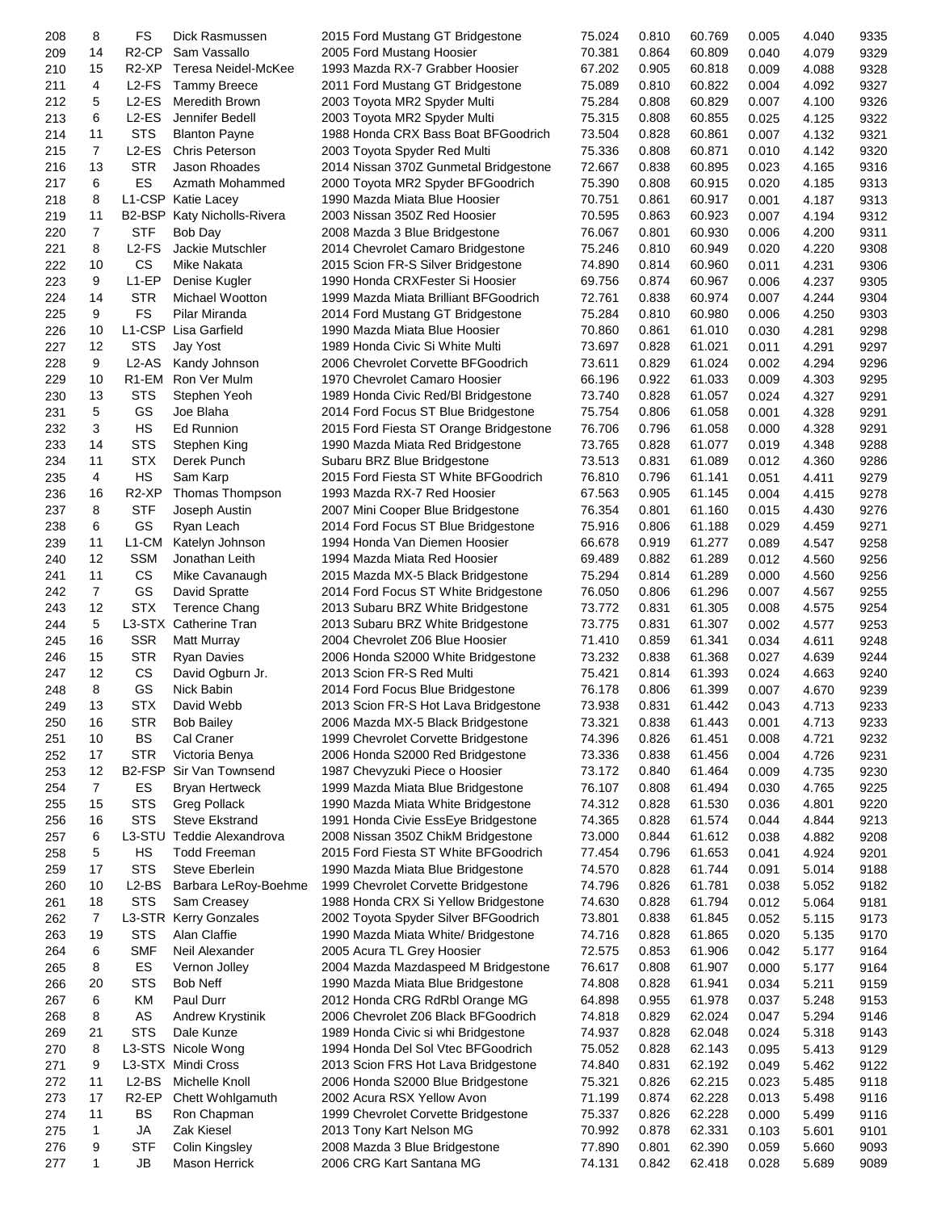| | | | | | | | | | | |
|---|---|---|---|---|---|---|---|---|---|---|
| 208 | 8 | FS | Dick Rasmussen | 2015 Ford Mustang GT Bridgestone | 75.024 | 0.810 | 60.769 | 0.005 | 4.040 | 9335 |
| 209 | 14 | R2-CP | Sam Vassallo | 2005 Ford Mustang Hoosier | 70.381 | 0.864 | 60.809 | 0.040 | 4.079 | 9329 |
| 210 | 15 | R2-XP | Teresa Neidel-McKee | 1993 Mazda RX-7 Grabber Hoosier | 67.202 | 0.905 | 60.818 | 0.009 | 4.088 | 9328 |
| 211 | 4 | L2-FS | Tammy Breece | 2011 Ford Mustang GT Bridgestone | 75.089 | 0.810 | 60.822 | 0.004 | 4.092 | 9327 |
| 212 | 5 | L2-ES | Meredith Brown | 2003 Toyota MR2 Spyder Multi | 75.284 | 0.808 | 60.829 | 0.007 | 4.100 | 9326 |
| 213 | 6 | L2-ES | Jennifer Bedell | 2003 Toyota MR2 Spyder Multi | 75.315 | 0.808 | 60.855 | 0.025 | 4.125 | 9322 |
| 214 | 11 | STS | Blanton Payne | 1988 Honda CRX Bass Boat BFGoodrich | 73.504 | 0.828 | 60.861 | 0.007 | 4.132 | 9321 |
| 215 | 7 | L2-ES | Chris Peterson | 2003 Toyota Spyder Red Multi | 75.336 | 0.808 | 60.871 | 0.010 | 4.142 | 9320 |
| 216 | 13 | STR | Jason Rhoades | 2014 Nissan 370Z Gunmetal Bridgestone | 72.667 | 0.838 | 60.895 | 0.023 | 4.165 | 9316 |
| 217 | 6 | ES | Azmath Mohammed | 2000 Toyota MR2 Spyder BFGoodrich | 75.390 | 0.808 | 60.915 | 0.020 | 4.185 | 9313 |
| 218 | 8 | L1-CSP | Katie Lacey | 1990 Mazda Miata Blue Hoosier | 70.751 | 0.861 | 60.917 | 0.001 | 4.187 | 9313 |
| 219 | 11 | B2-BSP | Katy Nicholls-Rivera | 2003 Nissan 350Z Red Hoosier | 70.595 | 0.863 | 60.923 | 0.007 | 4.194 | 9312 |
| 220 | 7 | STF | Bob Day | 2008 Mazda 3 Blue Bridgestone | 76.067 | 0.801 | 60.930 | 0.006 | 4.200 | 9311 |
| 221 | 8 | L2-FS | Jackie Mutschler | 2014 Chevrolet Camaro Bridgestone | 75.246 | 0.810 | 60.949 | 0.020 | 4.220 | 9308 |
| 222 | 10 | CS | Mike Nakata | 2015 Scion FR-S Silver Bridgestone | 74.890 | 0.814 | 60.960 | 0.011 | 4.231 | 9306 |
| 223 | 9 | L1-EP | Denise Kugler | 1990 Honda CRXFester Si Hoosier | 69.756 | 0.874 | 60.967 | 0.006 | 4.237 | 9305 |
| 224 | 14 | STR | Michael Wootton | 1999 Mazda Miata Brilliant BFGoodrich | 72.761 | 0.838 | 60.974 | 0.007 | 4.244 | 9304 |
| 225 | 9 | FS | Pilar Miranda | 2014 Ford Mustang GT Bridgestone | 75.284 | 0.810 | 60.980 | 0.006 | 4.250 | 9303 |
| 226 | 10 | L1-CSP | Lisa Garfield | 1990 Mazda Miata Blue Hoosier | 70.860 | 0.861 | 61.010 | 0.030 | 4.281 | 9298 |
| 227 | 12 | STS | Jay Yost | 1989 Honda Civic Si White Multi | 73.697 | 0.828 | 61.021 | 0.011 | 4.291 | 9297 |
| 228 | 9 | L2-AS | Kandy Johnson | 2006 Chevrolet Corvette BFGoodrich | 73.611 | 0.829 | 61.024 | 0.002 | 4.294 | 9296 |
| 229 | 10 | R1-EM | Ron Ver Mulm | 1970 Chevrolet Camaro Hoosier | 66.196 | 0.922 | 61.033 | 0.009 | 4.303 | 9295 |
| 230 | 13 | STS | Stephen Yeoh | 1989 Honda Civic Red/Bl Bridgestone | 73.740 | 0.828 | 61.057 | 0.024 | 4.327 | 9291 |
| 231 | 5 | GS | Joe Blaha | 2014 Ford Focus ST Blue Bridgestone | 75.754 | 0.806 | 61.058 | 0.001 | 4.328 | 9291 |
| 232 | 3 | HS | Ed Runnion | 2015 Ford Fiesta ST Orange Bridgestone | 76.706 | 0.796 | 61.058 | 0.000 | 4.328 | 9291 |
| 233 | 14 | STS | Stephen King | 1990 Mazda Miata Red Bridgestone | 73.765 | 0.828 | 61.077 | 0.019 | 4.348 | 9288 |
| 234 | 11 | STX | Derek Punch | Subaru BRZ Blue Bridgestone | 73.513 | 0.831 | 61.089 | 0.012 | 4.360 | 9286 |
| 235 | 4 | HS | Sam Karp | 2015 Ford Fiesta ST White BFGoodrich | 76.810 | 0.796 | 61.141 | 0.051 | 4.411 | 9279 |
| 236 | 16 | R2-XP | Thomas Thompson | 1993 Mazda RX-7 Red Hoosier | 67.563 | 0.905 | 61.145 | 0.004 | 4.415 | 9278 |
| 237 | 8 | STF | Joseph Austin | 2007 Mini Cooper Blue Bridgestone | 76.354 | 0.801 | 61.160 | 0.015 | 4.430 | 9276 |
| 238 | 6 | GS | Ryan Leach | 2014 Ford Focus ST Blue Bridgestone | 75.916 | 0.806 | 61.188 | 0.029 | 4.459 | 9271 |
| 239 | 11 | L1-CM | Katelyn Johnson | 1994 Honda Van Diemen Hoosier | 66.678 | 0.919 | 61.277 | 0.089 | 4.547 | 9258 |
| 240 | 12 | SSM | Jonathan Leith | 1994 Mazda Miata Red Hoosier | 69.489 | 0.882 | 61.289 | 0.012 | 4.560 | 9256 |
| 241 | 11 | CS | Mike Cavanaugh | 2015 Mazda MX-5 Black Bridgestone | 75.294 | 0.814 | 61.289 | 0.000 | 4.560 | 9256 |
| 242 | 7 | GS | David Spratte | 2014 Ford Focus ST White Bridgestone | 76.050 | 0.806 | 61.296 | 0.007 | 4.567 | 9255 |
| 243 | 12 | STX | Terence Chang | 2013 Subaru BRZ White Bridgestone | 73.772 | 0.831 | 61.305 | 0.008 | 4.575 | 9254 |
| 244 | 5 | L3-STX | Catherine Tran | 2013 Subaru BRZ White Bridgestone | 73.775 | 0.831 | 61.307 | 0.002 | 4.577 | 9253 |
| 245 | 16 | SSR | Matt Murray | 2004 Chevrolet Z06 Blue Hoosier | 71.410 | 0.859 | 61.341 | 0.034 | 4.611 | 9248 |
| 246 | 15 | STR | Ryan Davies | 2006 Honda S2000 White Bridgestone | 73.232 | 0.838 | 61.368 | 0.027 | 4.639 | 9244 |
| 247 | 12 | CS | David Ogburn Jr. | 2013 Scion FR-S Red Multi | 75.421 | 0.814 | 61.393 | 0.024 | 4.663 | 9240 |
| 248 | 8 | GS | Nick Babin | 2014 Ford Focus Blue Bridgestone | 76.178 | 0.806 | 61.399 | 0.007 | 4.670 | 9239 |
| 249 | 13 | STX | David Webb | 2013 Scion FR-S Hot Lava Bridgestone | 73.938 | 0.831 | 61.442 | 0.043 | 4.713 | 9233 |
| 250 | 16 | STR | Bob Bailey | 2006 Mazda MX-5 Black Bridgestone | 73.321 | 0.838 | 61.443 | 0.001 | 4.713 | 9233 |
| 251 | 10 | BS | Cal Craner | 1999 Chevrolet Corvette Bridgestone | 74.396 | 0.826 | 61.451 | 0.008 | 4.721 | 9232 |
| 252 | 17 | STR | Victoria Benya | 2006 Honda S2000 Red Bridgestone | 73.336 | 0.838 | 61.456 | 0.004 | 4.726 | 9231 |
| 253 | 12 | B2-FSP | Sir Van Townsend | 1987 Chevyzuki Piece o Hoosier | 73.172 | 0.840 | 61.464 | 0.009 | 4.735 | 9230 |
| 254 | 7 | ES | Bryan Hertweck | 1999 Mazda Miata Blue Bridgestone | 76.107 | 0.808 | 61.494 | 0.030 | 4.765 | 9225 |
| 255 | 15 | STS | Greg Pollack | 1990 Mazda Miata White Bridgestone | 74.312 | 0.828 | 61.530 | 0.036 | 4.801 | 9220 |
| 256 | 16 | STS | Steve Ekstrand | 1991 Honda Civie EssEye Bridgestone | 74.365 | 0.828 | 61.574 | 0.044 | 4.844 | 9213 |
| 257 | 6 | L3-STU | Teddie Alexandrova | 2008 Nissan 350Z ChikM Bridgestone | 73.000 | 0.844 | 61.612 | 0.038 | 4.882 | 9208 |
| 258 | 5 | HS | Todd Freeman | 2015 Ford Fiesta ST White BFGoodrich | 77.454 | 0.796 | 61.653 | 0.041 | 4.924 | 9201 |
| 259 | 17 | STS | Steve Eberlein | 1990 Mazda Miata Blue Bridgestone | 74.570 | 0.828 | 61.744 | 0.091 | 5.014 | 9188 |
| 260 | 10 | L2-BS | Barbara LeRoy-Boehme | 1999 Chevrolet Corvette Bridgestone | 74.796 | 0.826 | 61.781 | 0.038 | 5.052 | 9182 |
| 261 | 18 | STS | Sam Creasey | 1988 Honda CRX Si Yellow Bridgestone | 74.630 | 0.828 | 61.794 | 0.012 | 5.064 | 9181 |
| 262 | 7 | L3-STR | Kerry Gonzales | 2002 Toyota Spyder Silver BFGoodrich | 73.801 | 0.838 | 61.845 | 0.052 | 5.115 | 9173 |
| 263 | 19 | STS | Alan Claffie | 1990 Mazda Miata White/ Bridgestone | 74.716 | 0.828 | 61.865 | 0.020 | 5.135 | 9170 |
| 264 | 6 | SMF | Neil Alexander | 2005 Acura TL Grey Hoosier | 72.575 | 0.853 | 61.906 | 0.042 | 5.177 | 9164 |
| 265 | 8 | ES | Vernon Jolley | 2004 Mazda Mazdaspeed M Bridgestone | 76.617 | 0.808 | 61.907 | 0.000 | 5.177 | 9164 |
| 266 | 20 | STS | Bob Neff | 1990 Mazda Miata Blue Bridgestone | 74.808 | 0.828 | 61.941 | 0.034 | 5.211 | 9159 |
| 267 | 6 | KM | Paul Durr | 2012 Honda CRG RdRbl Orange MG | 64.898 | 0.955 | 61.978 | 0.037 | 5.248 | 9153 |
| 268 | 8 | AS | Andrew Krystinik | 2006 Chevrolet Z06 Black BFGoodrich | 74.818 | 0.829 | 62.024 | 0.047 | 5.294 | 9146 |
| 269 | 21 | STS | Dale Kunze | 1989 Honda Civic si whi Bridgestone | 74.937 | 0.828 | 62.048 | 0.024 | 5.318 | 9143 |
| 270 | 8 | L3-STS | Nicole Wong | 1994 Honda Del Sol Vtec BFGoodrich | 75.052 | 0.828 | 62.143 | 0.095 | 5.413 | 9129 |
| 271 | 9 | L3-STX | Mindi Cross | 2013 Scion FRS Hot Lava Bridgestone | 74.840 | 0.831 | 62.192 | 0.049 | 5.462 | 9122 |
| 272 | 11 | L2-BS | Michelle Knoll | 2006 Honda S2000 Blue Bridgestone | 75.321 | 0.826 | 62.215 | 0.023 | 5.485 | 9118 |
| 273 | 17 | R2-EP | Chett Wohlgamuth | 2002 Acura RSX Yellow Avon | 71.199 | 0.874 | 62.228 | 0.013 | 5.498 | 9116 |
| 274 | 11 | BS | Ron Chapman | 1999 Chevrolet Corvette Bridgestone | 75.337 | 0.826 | 62.228 | 0.000 | 5.499 | 9116 |
| 275 | 1 | JA | Zak Kiesel | 2013 Tony Kart Nelson MG | 70.992 | 0.878 | 62.331 | 0.103 | 5.601 | 9101 |
| 276 | 9 | STF | Colin Kingsley | 2008 Mazda 3 Blue Bridgestone | 77.890 | 0.801 | 62.390 | 0.059 | 5.660 | 9093 |
| 277 | 1 | JB | Mason Herrick | 2006 CRG Kart Santana MG | 74.131 | 0.842 | 62.418 | 0.028 | 5.689 | 9089 |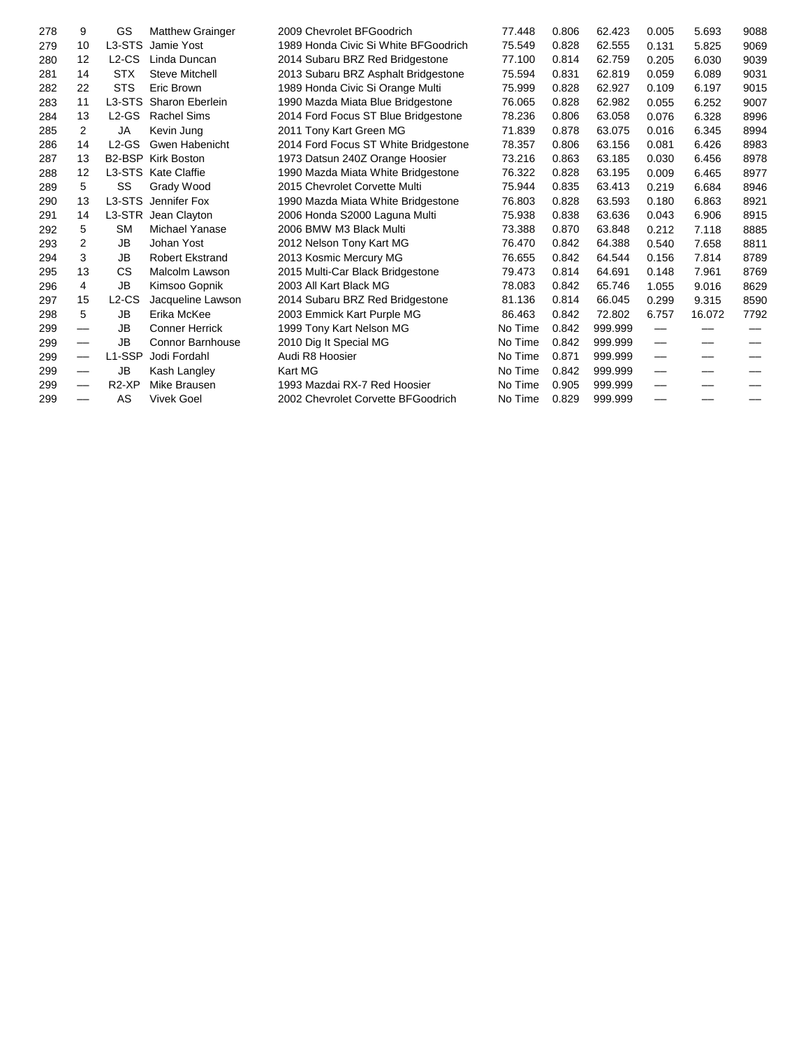| | | | | | | | | | | |
|---|---|---|---|---|---|---|---|---|---|---|
| 278 | 9 | GS | Matthew Grainger | 2009 Chevrolet BFGoodrich | 77.448 | 0.806 | 62.423 | 0.005 | 5.693 | 9088 |
| 279 | 10 | L3-STS | Jamie Yost | 1989 Honda Civic Si White BFGoodrich | 75.549 | 0.828 | 62.555 | 0.131 | 5.825 | 9069 |
| 280 | 12 | L2-CS | Linda Duncan | 2014 Subaru BRZ Red Bridgestone | 77.100 | 0.814 | 62.759 | 0.205 | 6.030 | 9039 |
| 281 | 14 | STX | Steve Mitchell | 2013 Subaru BRZ Asphalt Bridgestone | 75.594 | 0.831 | 62.819 | 0.059 | 6.089 | 9031 |
| 282 | 22 | STS | Eric Brown | 1989 Honda Civic Si Orange Multi | 75.999 | 0.828 | 62.927 | 0.109 | 6.197 | 9015 |
| 283 | 11 | L3-STS | Sharon Eberlein | 1990 Mazda Miata Blue Bridgestone | 76.065 | 0.828 | 62.982 | 0.055 | 6.252 | 9007 |
| 284 | 13 | L2-GS | Rachel Sims | 2014 Ford Focus ST Blue Bridgestone | 78.236 | 0.806 | 63.058 | 0.076 | 6.328 | 8996 |
| 285 | 2 | JA | Kevin Jung | 2011 Tony Kart Green MG | 71.839 | 0.878 | 63.075 | 0.016 | 6.345 | 8994 |
| 286 | 14 | L2-GS | Gwen Habenicht | 2014 Ford Focus ST White Bridgestone | 78.357 | 0.806 | 63.156 | 0.081 | 6.426 | 8983 |
| 287 | 13 | B2-BSP | Kirk Boston | 1973 Datsun 240Z Orange Hoosier | 73.216 | 0.863 | 63.185 | 0.030 | 6.456 | 8978 |
| 288 | 12 | L3-STS | Kate Claffie | 1990 Mazda Miata White Bridgestone | 76.322 | 0.828 | 63.195 | 0.009 | 6.465 | 8977 |
| 289 | 5 | SS | Grady Wood | 2015 Chevrolet Corvette Multi | 75.944 | 0.835 | 63.413 | 0.219 | 6.684 | 8946 |
| 290 | 13 | L3-STS | Jennifer Fox | 1990 Mazda Miata White Bridgestone | 76.803 | 0.828 | 63.593 | 0.180 | 6.863 | 8921 |
| 291 | 14 | L3-STR | Jean Clayton | 2006 Honda S2000 Laguna Multi | 75.938 | 0.838 | 63.636 | 0.043 | 6.906 | 8915 |
| 292 | 5 | SM | Michael Yanase | 2006 BMW M3 Black Multi | 73.388 | 0.870 | 63.848 | 0.212 | 7.118 | 8885 |
| 293 | 2 | JB | Johan Yost | 2012 Nelson Tony Kart MG | 76.470 | 0.842 | 64.388 | 0.540 | 7.658 | 8811 |
| 294 | 3 | JB | Robert Ekstrand | 2013 Kosmic Mercury MG | 76.655 | 0.842 | 64.544 | 0.156 | 7.814 | 8789 |
| 295 | 13 | CS | Malcolm Lawson | 2015 Multi-Car Black Bridgestone | 79.473 | 0.814 | 64.691 | 0.148 | 7.961 | 8769 |
| 296 | 4 | JB | Kimsoo Gopnik | 2003 All Kart Black MG | 78.083 | 0.842 | 65.746 | 1.055 | 9.016 | 8629 |
| 297 | 15 | L2-CS | Jacqueline Lawson | 2014 Subaru BRZ Red Bridgestone | 81.136 | 0.814 | 66.045 | 0.299 | 9.315 | 8590 |
| 298 | 5 | JB | Erika McKee | 2003 Emmick Kart Purple MG | 86.463 | 0.842 | 72.802 | 6.757 | 16.072 | 7792 |
| 299 | — | JB | Conner Herrick | 1999 Tony Kart Nelson MG | No Time | 0.842 | 999.999 | — | — | — |
| 299 | — | JB | Connor Barnhouse | 2010 Dig It Special MG | No Time | 0.842 | 999.999 | — | — | — |
| 299 | — | L1-SSP | Jodi Fordahl | Audi R8 Hoosier | No Time | 0.871 | 999.999 | — | — | — |
| 299 | — | JB | Kash Langley | Kart MG | No Time | 0.842 | 999.999 | — | — | — |
| 299 | — | R2-XP | Mike Brausen | 1993 Mazdai RX-7 Red Hoosier | No Time | 0.905 | 999.999 | — | — | — |
| 299 | — | AS | Vivek Goel | 2002 Chevrolet Corvette BFGoodrich | No Time | 0.829 | 999.999 | — | — | — |